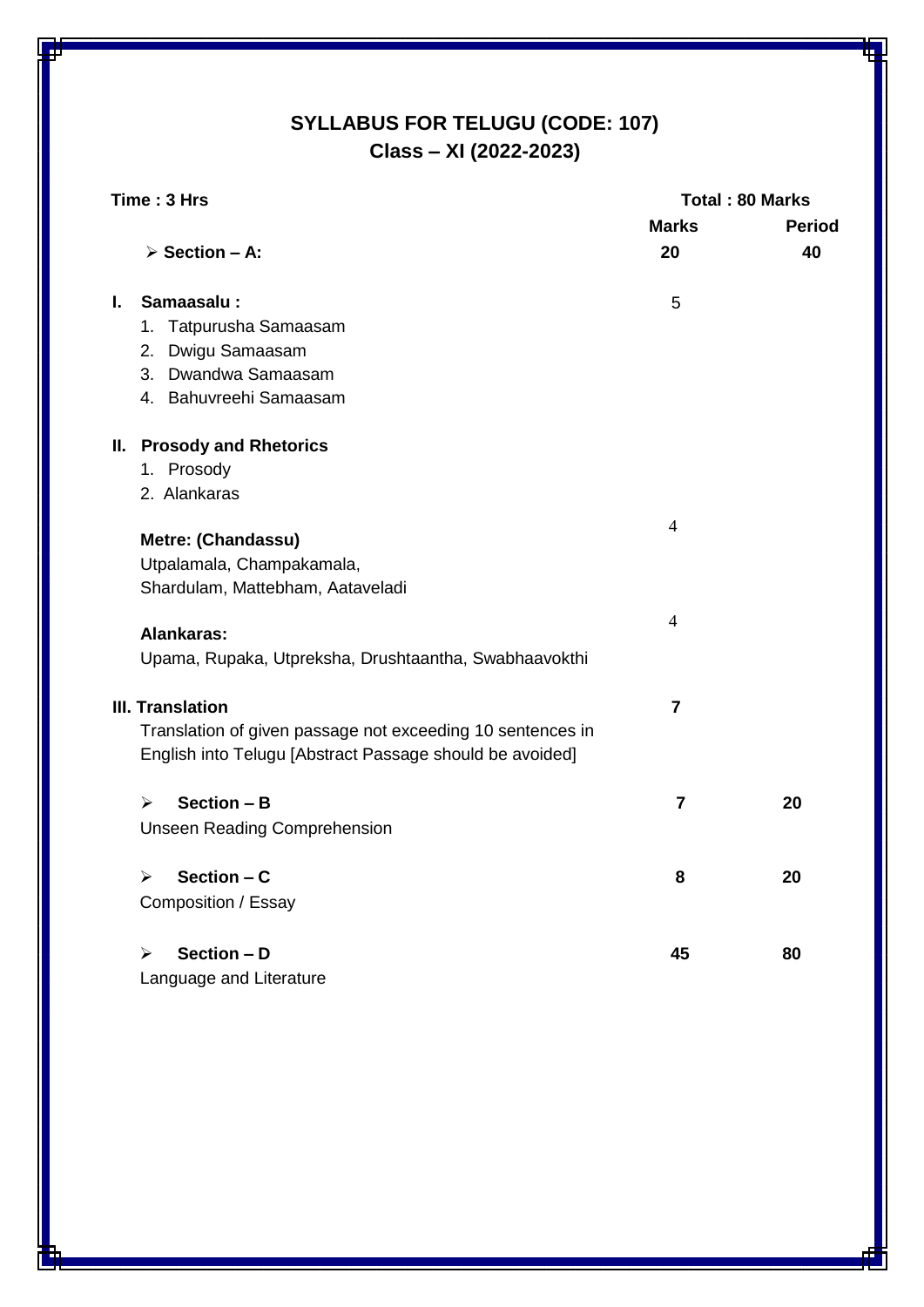# SYLLABUS FOR TELUGU (CODE: 107)
## Class – XI (2022-2023)

| **Time : 3 Hrs** | **Total : 80 Marks** | |
|---|---|---|
| | **Marks** | **Period** |
| ➢ **Section – A:** | **20** | **40** |
| **I. Samaasalu :**<br>1. Tatpurusha Samaasam<br>2. Dwigu Samaasam<br>3. Dwandwa Samaasam<br>4. Bahuvreehi Samaasam | 5 | |
| **II. Prosody and Rhetorics**<br>1. Prosody<br>2. Alankaras | | |
| **Metre: (Chandassu)**<br>Utpalamala, Champakamala,<br>Shardulam, Mattebham, Aataveladi | 4 | |
| **Alankaras:**<br>Upama, Rupaka, Utpreksha, Drushtaantha, Swabhaavokthi | 4 | |
| **III. Translation**<br>Translation of given passage not exceeding 10 sentences in English into Telugu [Abstract Passage should be avoided] | **7** | |
| ➢ **Section – B**<br>Unseen Reading Comprehension | **7** | **20** |
| ➢ **Section – C**<br>Composition / Essay | **8** | **20** |
| ➢ **Section – D**<br>Language and Literature | **45** | **80** |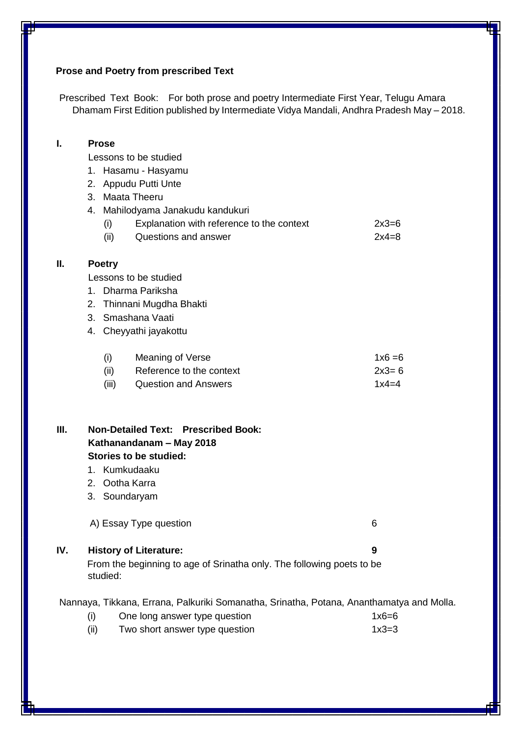**Prose and Poetry from prescribed Text**

Prescribed Text Book: For both prose and poetry Intermediate First Year, Telugu Amara Dhamam First Edition published by Intermediate Vidya Mandali, Andhra Pradesh May – 2018.

**I. Prose**

Lessons to be studied

1. Hasamu - Hasyamu
2. Appudu Putti Unte
3. Maata Theeru
4. Mahilodyama Janakudu kandukuri

| | | |
|---|---|---|
| (i) | Explanation with reference to the context | 2x3=6 |
| (ii) | Questions and answer | 2x4=8 |

**II. Poetry**

Lessons to be studied

1. Dharma Pariksha
2. Thinnani Mugdha Bhakti
3. Smashana Vaati
4. Cheyyathi jayakottu

| | | |
|---|---|---|
| (i) | Meaning of Verse | 1x6 =6 |
| (ii) | Reference to the context | 2x3= 6 |
| (iii) | Question and Answers | 1x4=4 |

**III. Non-Detailed Text: Prescribed Book: Kathanandanam – May 2018**

**Stories to be studied:**

1. Kumkudaaku
2. Ootha Karra
3. Soundaryam

A) Essay Type question — 6

**IV. History of Literature:** — **9**

From the beginning to age of Srinatha only. The following poets to be studied:

Nannaya, Tikkana, Errana, Palkuriki Somanatha, Srinatha, Potana, Ananthamatya and Molla.

| | | |
|---|---|---|
| (i) | One long answer type question | 1x6=6 |
| (ii) | Two short answer type question | 1x3=3 |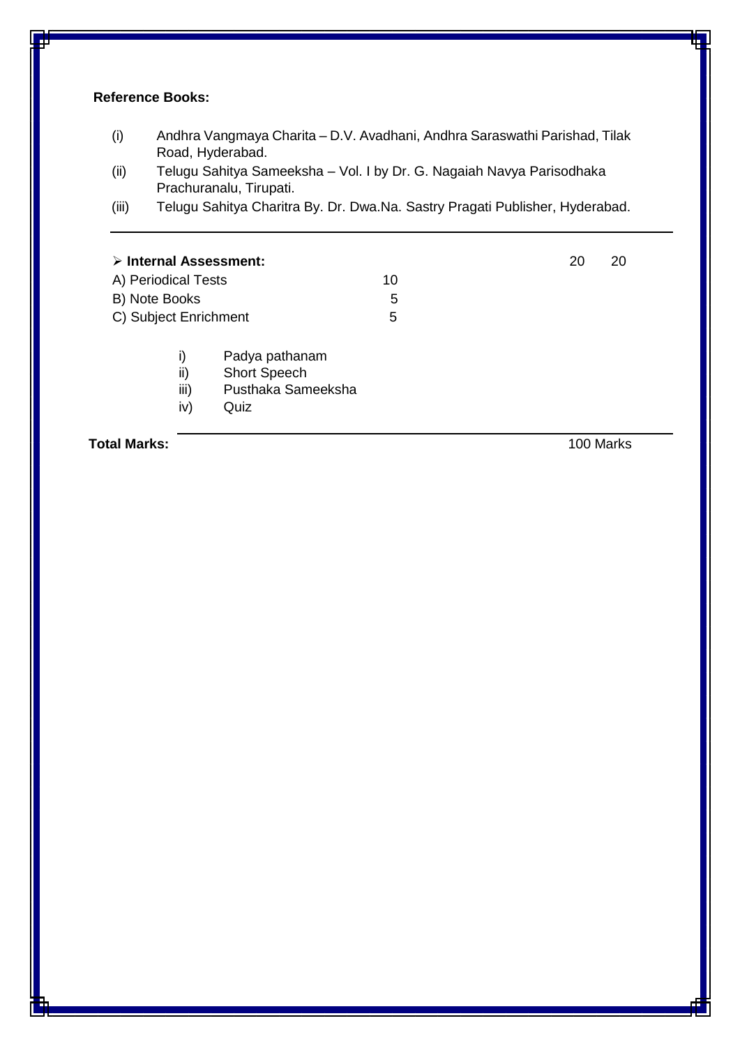**Reference Books:**

(i) Andhra Vangmaya Charita – D.V. Avadhani, Andhra Saraswathi Parishad, Tilak Road, Hyderabad.

(ii) Telugu Sahitya Sameeksha – Vol. I by Dr. G. Nagaiah Navya Parisodhaka Prachuranalu, Tirupati.

(iii) Telugu Sahitya Charitra By. Dr. Dwa.Na. Sastry Pragati Publisher, Hyderabad.

---

| ➢ **Internal Assessment:** | | 20 | 20 |
|---|---|---|---|
| A) Periodical Tests | 10 | | |
| B) Note Books | 5 | | |
| C) Subject Enrichment | 5 | | |

i) Padya pathanam
ii) Short Speech
iii) Pusthaka Sameeksha
iv) Quiz

---

**Total Marks:** 100 Marks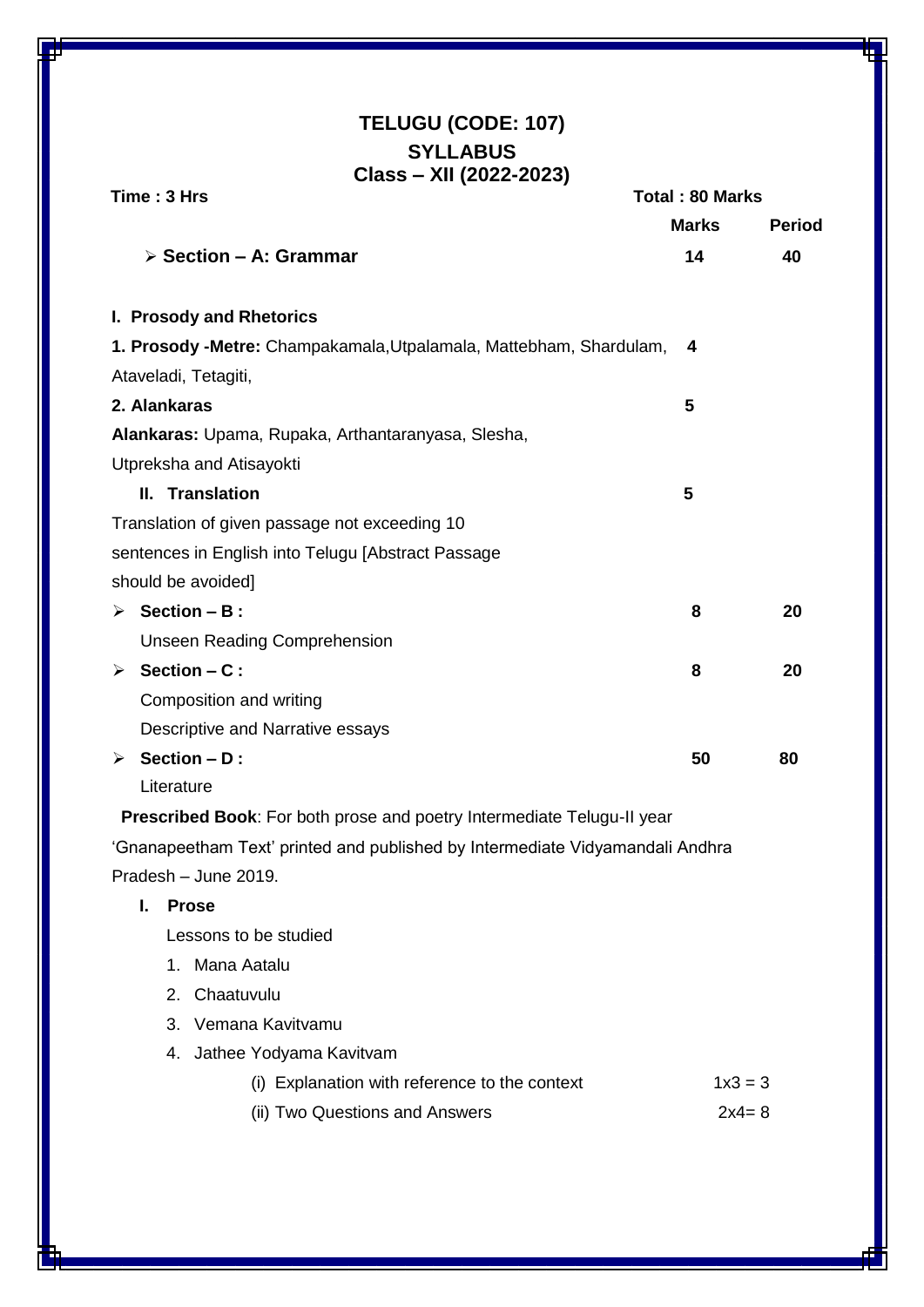# TELUGU (CODE: 107)
## SYLLABUS
### Class – XII (2022-2023)

**Time : 3 Hrs** **Total : 80 Marks**

| | Marks | Period |
|---|---|---|
| ➢ **Section – A: Grammar** | **14** | **40** |
| **I. Prosody and Rhetorics** | | |
| **1. Prosody -Metre:** Champakamala,Utpalamala, Mattebham, Shardulam, Ataveladi, Tetagiti, | **4** | |
| **2. Alankaras** | **5** | |
| **Alankaras:** Upama, Rupaka, Arthantaranyasa, Slesha, Utpreksha and Atisayokti | | |
| **II. Translation** | **5** | |
| Translation of given passage not exceeding 10 sentences in English into Telugu [Abstract Passage should be avoided] | | |
| ➢ **Section – B :** Unseen Reading Comprehension | **8** | **20** |
| ➢ **Section – C :** Composition and writing Descriptive and Narrative essays | **8** | **20** |
| ➢ **Section – D :** Literature | **50** | **80** |

**Prescribed Book**: For both prose and poetry Intermediate Telugu-II year 'Gnanapeetham Text' printed and published by Intermediate Vidyamandali Andhra Pradesh – June 2019.

**I. Prose**

Lessons to be studied

1. Mana Aatalu
2. Chaatuvulu
3. Vemana Kavitvamu
4. Jathee Yodyama Kavitvam

(i) Explanation with reference to the context 1x3 = 3

(ii) Two Questions and Answers 2x4= 8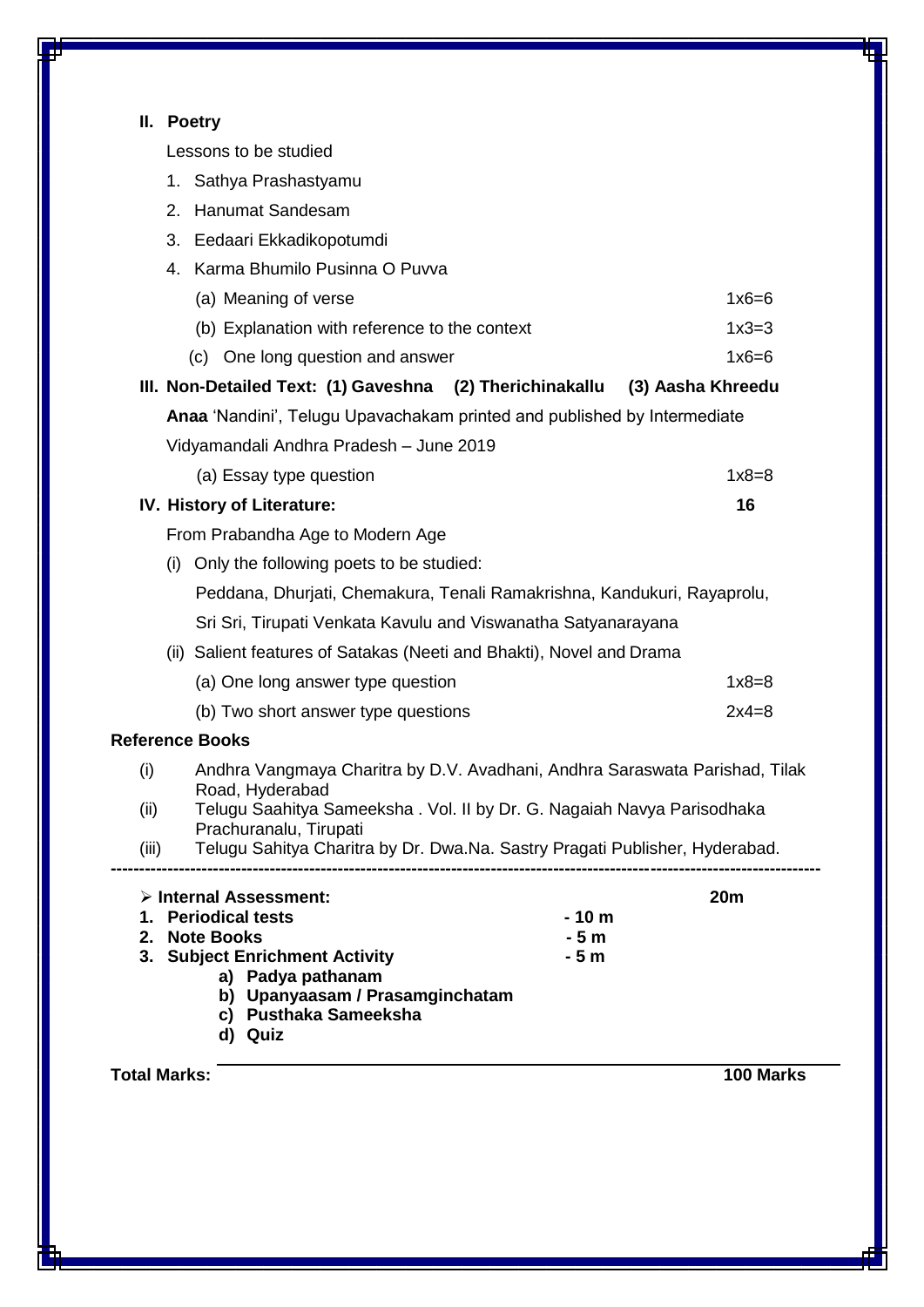## II. Poetry

Lessons to be studied

1. Sathya Prashastyamu
2. Hanumat Sandesam
3. Eedaari Ekkadikopotumdi
4. Karma Bhumilo Pusinna O Puvva

| | |
|---|---|
| (a) Meaning of verse | 1x6=6 |
| (b) Explanation with reference to the context | 1x3=3 |
| (c) One long question and answer | 1x6=6 |

## III. Non-Detailed Text: (1) Gaveshna (2) Therichinakallu (3) Aasha Khreedu

**Anaa** 'Nandini', Telugu Upavachakam printed and published by Intermediate Vidyamandali Andhra Pradesh – June 2019

| | |
|---|---|
| (a) Essay type question | 1x8=8 |

## IV. History of Literature: 16

From Prabandha Age to Modern Age

(i) Only the following poets to be studied:

Peddana, Dhurjati, Chemakura, Tenali Ramakrishna, Kandukuri, Rayaprolu, Sri Sri, Tirupati Venkata Kavulu and Viswanatha Satyanarayana

(ii) Salient features of Satakas (Neeti and Bhakti), Novel and Drama

| | |
|---|---|
| (a) One long answer type question | 1x8=8 |
| (b) Two short answer type questions | 2x4=8 |

### Reference Books

(i) Andhra Vangmaya Charitra by D.V. Avadhani, Andhra Saraswata Parishad, Tilak Road, Hyderabad

(ii) Telugu Saahitya Sameeksha . Vol. II by Dr. G. Nagaiah Navya Parisodhaka Prachuranalu, Tirupati

(iii) Telugu Sahitya Charitra by Dr. Dwa.Na. Sastry Pragati Publisher, Hyderabad.

---

- **Internal Assessment: 20m**

1. **Periodical tests - 10 m**
2. **Note Books - 5 m**
3. **Subject Enrichment Activity - 5 m**
   - **a) Padya pathanam**
   - **b) Upanyaasam / Prasamginchatam**
   - **c) Pusthaka Sameeksha**
   - **d) Quiz**

**Total Marks: 100 Marks**